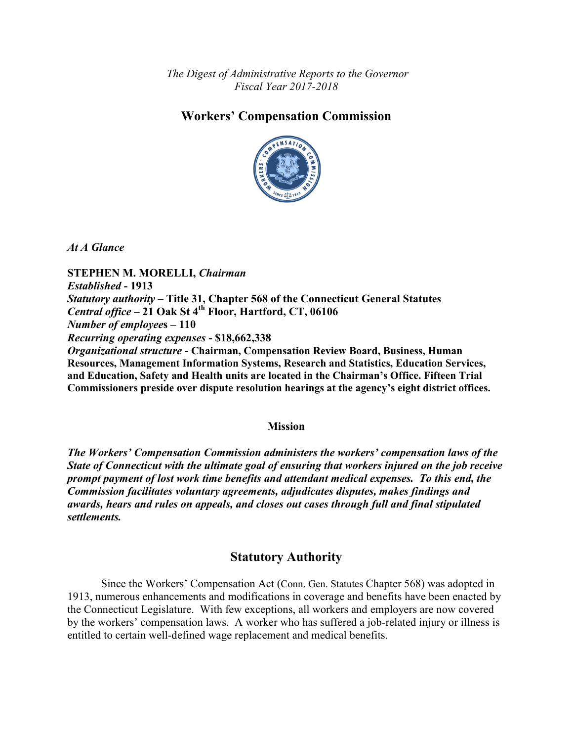*The Digest of Administrative Reports to the Governor*
*Fiscal Year 2017-2018*

# Workers' Compensation Commission

***At A Glance***

**STEPHEN M. MORELLI,** ***Chairman***
***Established*** **- 1913**
***Statutory authority*** **– Title 31, Chapter 568 of the Connecticut General Statutes**
***Central office*** **– 21 Oak St 4th Floor, Hartford, CT, 06106**
***Number of employees*** **– 110**
***Recurring operating expenses*** **- $18,662,338**
***Organizational structure*** **- Chairman, Compensation Review Board, Business, Human Resources, Management Information Systems, Research and Statistics, Education Services, and Education, Safety and Health units are located in the Chairman's Office. Fifteen Trial Commissioners preside over dispute resolution hearings at the agency's eight district offices.**

### Mission

***The Workers' Compensation Commission administers the workers' compensation laws of the State of Connecticut with the ultimate goal of ensuring that workers injured on the job receive prompt payment of lost work time benefits and attendant medical expenses. To this end, the Commission facilitates voluntary agreements, adjudicates disputes, makes findings and awards, hears and rules on appeals, and closes out cases through full and final stipulated settlements.***

## Statutory Authority

Since the Workers' Compensation Act (Conn. Gen. Statutes Chapter 568) was adopted in 1913, numerous enhancements and modifications in coverage and benefits have been enacted by the Connecticut Legislature. With few exceptions, all workers and employers are now covered by the workers' compensation laws. A worker who has suffered a job-related injury or illness is entitled to certain well-defined wage replacement and medical benefits.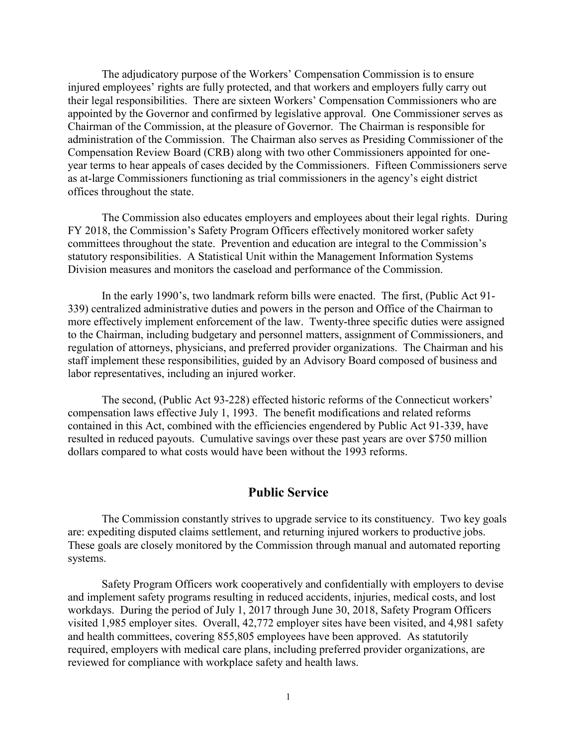The adjudicatory purpose of the Workers' Compensation Commission is to ensure injured employees' rights are fully protected, and that workers and employers fully carry out their legal responsibilities. There are sixteen Workers' Compensation Commissioners who are appointed by the Governor and confirmed by legislative approval. One Commissioner serves as Chairman of the Commission, at the pleasure of Governor. The Chairman is responsible for administration of the Commission. The Chairman also serves as Presiding Commissioner of the Compensation Review Board (CRB) along with two other Commissioners appointed for one-year terms to hear appeals of cases decided by the Commissioners. Fifteen Commissioners serve as at-large Commissioners functioning as trial commissioners in the agency's eight district offices throughout the state.

The Commission also educates employers and employees about their legal rights. During FY 2018, the Commission's Safety Program Officers effectively monitored worker safety committees throughout the state. Prevention and education are integral to the Commission's statutory responsibilities. A Statistical Unit within the Management Information Systems Division measures and monitors the caseload and performance of the Commission.

In the early 1990's, two landmark reform bills were enacted. The first, (Public Act 91-339) centralized administrative duties and powers in the person and Office of the Chairman to more effectively implement enforcement of the law. Twenty-three specific duties were assigned to the Chairman, including budgetary and personnel matters, assignment of Commissioners, and regulation of attorneys, physicians, and preferred provider organizations. The Chairman and his staff implement these responsibilities, guided by an Advisory Board composed of business and labor representatives, including an injured worker.

The second, (Public Act 93-228) effected historic reforms of the Connecticut workers' compensation laws effective July 1, 1993. The benefit modifications and related reforms contained in this Act, combined with the efficiencies engendered by Public Act 91-339, have resulted in reduced payouts. Cumulative savings over these past years are over $750 million dollars compared to what costs would have been without the 1993 reforms.

## Public Service

The Commission constantly strives to upgrade service to its constituency. Two key goals are: expediting disputed claims settlement, and returning injured workers to productive jobs. These goals are closely monitored by the Commission through manual and automated reporting systems.

Safety Program Officers work cooperatively and confidentially with employers to devise and implement safety programs resulting in reduced accidents, injuries, medical costs, and lost workdays. During the period of July 1, 2017 through June 30, 2018, Safety Program Officers visited 1,985 employer sites. Overall, 42,772 employer sites have been visited, and 4,981 safety and health committees, covering 855,805 employees have been approved. As statutorily required, employers with medical care plans, including preferred provider organizations, are reviewed for compliance with workplace safety and health laws.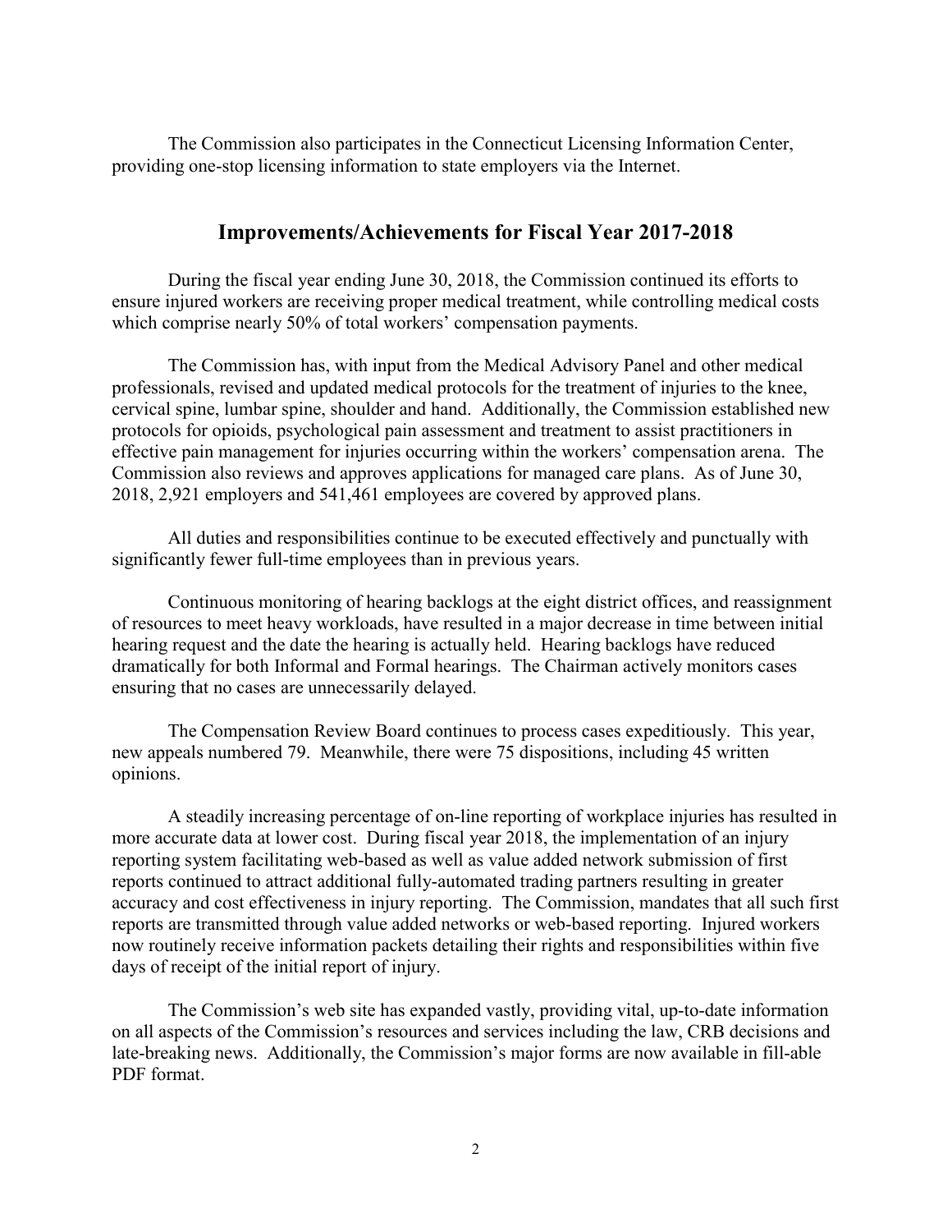The Commission also participates in the Connecticut Licensing Information Center, providing one-stop licensing information to state employers via the Internet.

## Improvements/Achievements for Fiscal Year 2017-2018

During the fiscal year ending June 30, 2018, the Commission continued its efforts to ensure injured workers are receiving proper medical treatment, while controlling medical costs which comprise nearly 50% of total workers' compensation payments.

The Commission has, with input from the Medical Advisory Panel and other medical professionals, revised and updated medical protocols for the treatment of injuries to the knee, cervical spine, lumbar spine, shoulder and hand. Additionally, the Commission established new protocols for opioids, psychological pain assessment and treatment to assist practitioners in effective pain management for injuries occurring within the workers' compensation arena. The Commission also reviews and approves applications for managed care plans. As of June 30, 2018, 2,921 employers and 541,461 employees are covered by approved plans.

All duties and responsibilities continue to be executed effectively and punctually with significantly fewer full-time employees than in previous years.

Continuous monitoring of hearing backlogs at the eight district offices, and reassignment of resources to meet heavy workloads, have resulted in a major decrease in time between initial hearing request and the date the hearing is actually held. Hearing backlogs have reduced dramatically for both Informal and Formal hearings. The Chairman actively monitors cases ensuring that no cases are unnecessarily delayed.

The Compensation Review Board continues to process cases expeditiously. This year, new appeals numbered 79. Meanwhile, there were 75 dispositions, including 45 written opinions.

A steadily increasing percentage of on-line reporting of workplace injuries has resulted in more accurate data at lower cost. During fiscal year 2018, the implementation of an injury reporting system facilitating web-based as well as value added network submission of first reports continued to attract additional fully-automated trading partners resulting in greater accuracy and cost effectiveness in injury reporting. The Commission, mandates that all such first reports are transmitted through value added networks or web-based reporting. Injured workers now routinely receive information packets detailing their rights and responsibilities within five days of receipt of the initial report of injury.

The Commission's web site has expanded vastly, providing vital, up-to-date information on all aspects of the Commission's resources and services including the law, CRB decisions and late-breaking news. Additionally, the Commission's major forms are now available in fill-able PDF format.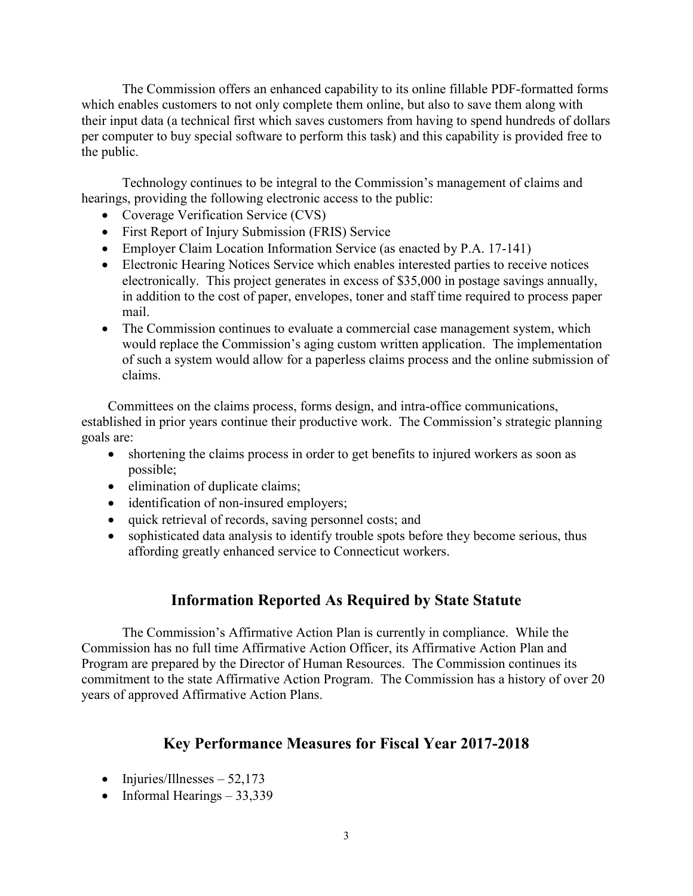The Commission offers an enhanced capability to its online fillable PDF-formatted forms which enables customers to not only complete them online, but also to save them along with their input data (a technical first which saves customers from having to spend hundreds of dollars per computer to buy special software to perform this task) and this capability is provided free to the public.

Technology continues to be integral to the Commission's management of claims and hearings, providing the following electronic access to the public:

- Coverage Verification Service (CVS)
- First Report of Injury Submission (FRIS) Service
- Employer Claim Location Information Service (as enacted by P.A. 17-141)
- Electronic Hearing Notices Service which enables interested parties to receive notices electronically. This project generates in excess of $35,000 in postage savings annually, in addition to the cost of paper, envelopes, toner and staff time required to process paper mail.
- The Commission continues to evaluate a commercial case management system, which would replace the Commission's aging custom written application. The implementation of such a system would allow for a paperless claims process and the online submission of claims.

Committees on the claims process, forms design, and intra-office communications, established in prior years continue their productive work. The Commission's strategic planning goals are:

- shortening the claims process in order to get benefits to injured workers as soon as possible;
- elimination of duplicate claims;
- identification of non-insured employers;
- quick retrieval of records, saving personnel costs; and
- sophisticated data analysis to identify trouble spots before they become serious, thus affording greatly enhanced service to Connecticut workers.

## Information Reported As Required by State Statute

The Commission's Affirmative Action Plan is currently in compliance. While the Commission has no full time Affirmative Action Officer, its Affirmative Action Plan and Program are prepared by the Director of Human Resources. The Commission continues its commitment to the state Affirmative Action Program. The Commission has a history of over 20 years of approved Affirmative Action Plans.

## Key Performance Measures for Fiscal Year 2017-2018

- Injuries/Illnesses – 52,173
- Informal Hearings – 33,339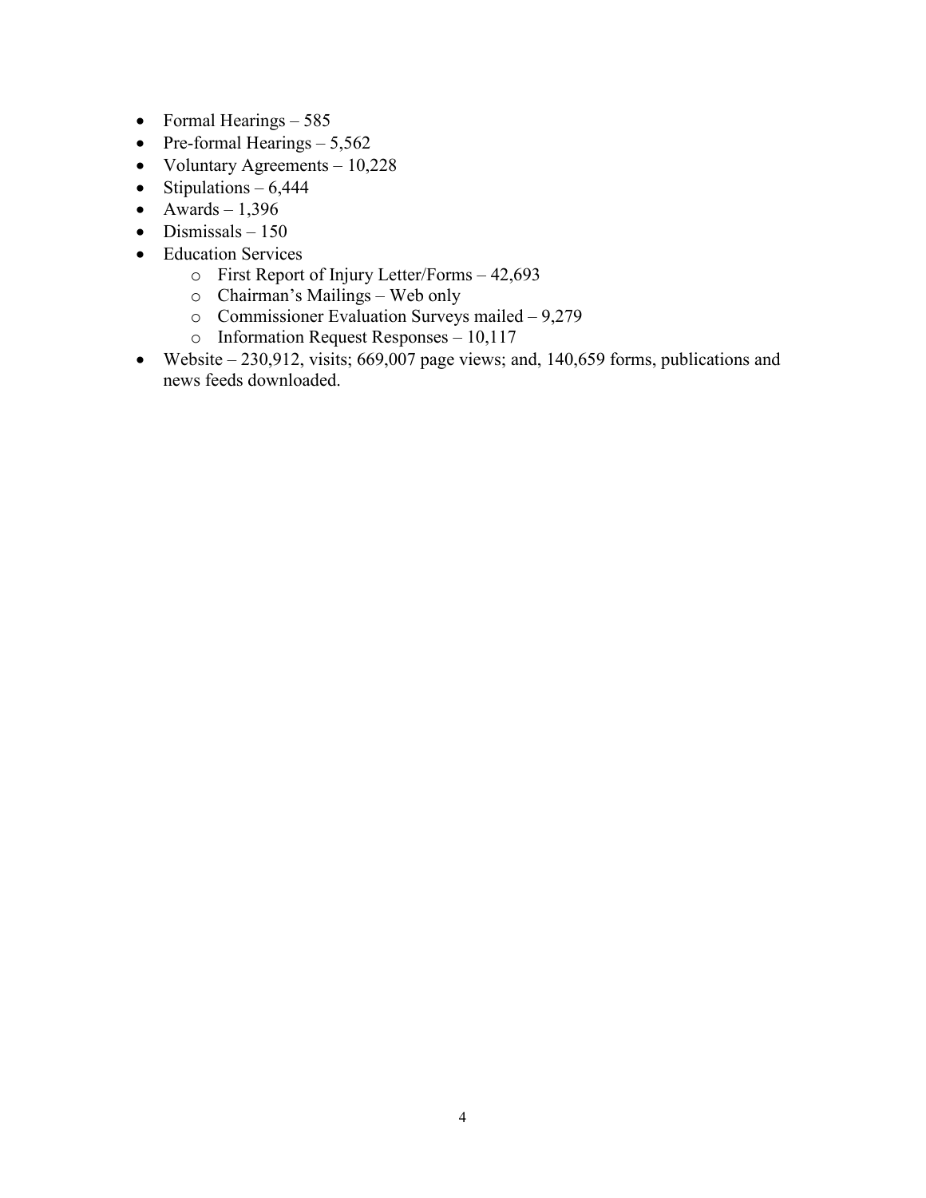- Formal Hearings – 585
- Pre-formal Hearings – 5,562
- Voluntary Agreements – 10,228
- Stipulations – 6,444
- Awards – 1,396
- Dismissals – 150
- Education Services
    - First Report of Injury Letter/Forms – 42,693
    - Chairman's Mailings – Web only
    - Commissioner Evaluation Surveys mailed – 9,279
    - Information Request Responses – 10,117
- Website – 230,912, visits; 669,007 page views; and, 140,659 forms, publications and news feeds downloaded.